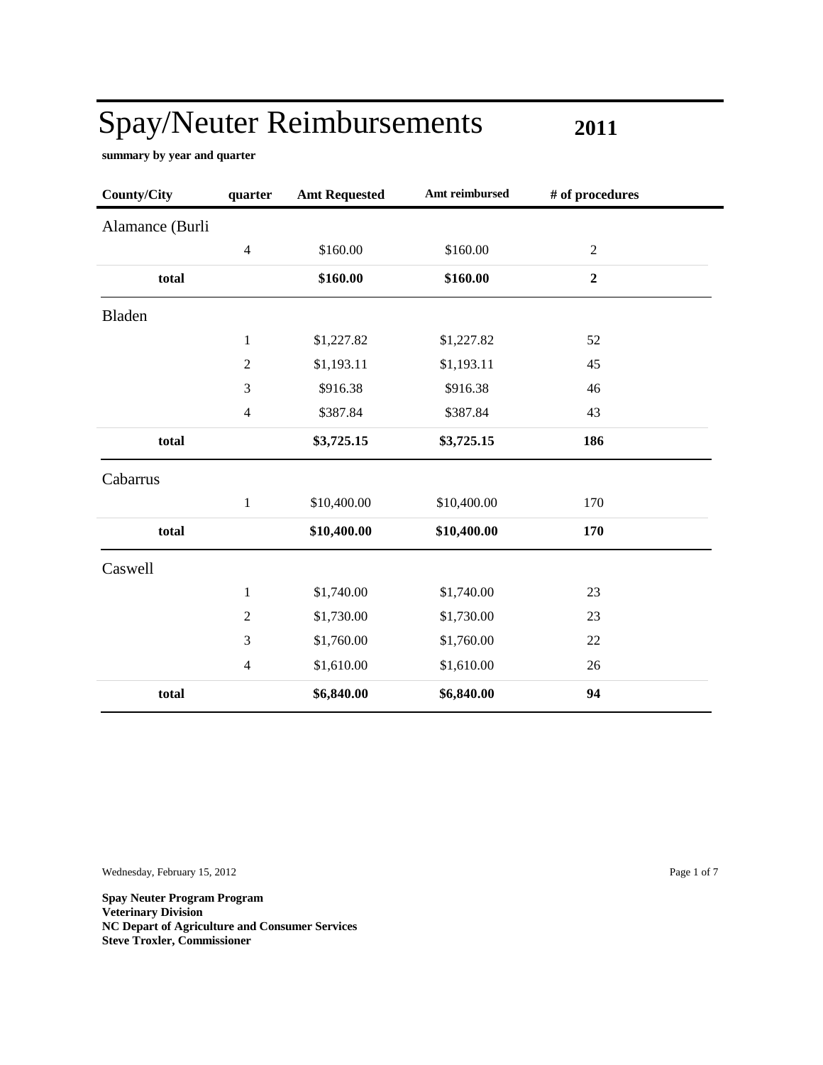# Spay/Neuter Reimbursements **2011**

**summary by year and quarter**

| County/City | quarter | Amt Requested | Amt reimbursed | # of procedures |
|---|---|---|---|---|
| Alamance (Burli | | | | |
| | 4 | $160.00 | $160.00 | 2 |
| **total** | | **$160.00** | **$160.00** | **2** |
| Bladen | | | | |
| | 1 | $1,227.82 | $1,227.82 | 52 |
| | 2 | $1,193.11 | $1,193.11 | 45 |
| | 3 | $916.38 | $916.38 | 46 |
| | 4 | $387.84 | $387.84 | 43 |
| **total** | | **$3,725.15** | **$3,725.15** | **186** |
| Cabarrus | | | | |
| | 1 | $10,400.00 | $10,400.00 | 170 |
| **total** | | **$10,400.00** | **$10,400.00** | **170** |
| Caswell | | | | |
| | 1 | $1,740.00 | $1,740.00 | 23 |
| | 2 | $1,730.00 | $1,730.00 | 23 |
| | 3 | $1,760.00 | $1,760.00 | 22 |
| | 4 | $1,610.00 | $1,610.00 | 26 |
| **total** | | **$6,840.00** | **$6,840.00** | **94** |

Wednesday, February 15, 2012

**Spay Neuter Program Program**
**Veterinary Division**
**NC Depart of Agriculture and Consumer Services**
**Steve Troxler, Commissioner**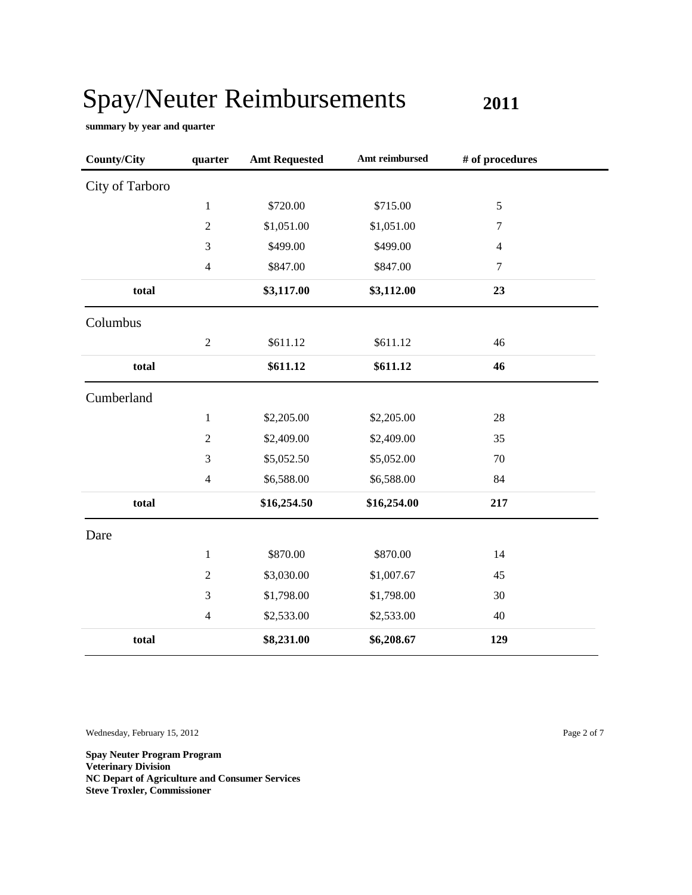# Spay/Neuter Reimbursements 2011

**summary by year and quarter**

| County/City | quarter | Amt Requested | Amt reimbursed | # of procedures |
|---|---|---|---|---|
| City of Tarboro | | | | |
| | 1 | $720.00 | $715.00 | 5 |
| | 2 | $1,051.00 | $1,051.00 | 7 |
| | 3 | $499.00 | $499.00 | 4 |
| | 4 | $847.00 | $847.00 | 7 |
| **total** | | **$3,117.00** | **$3,112.00** | **23** |
| Columbus | | | | |
| | 2 | $611.12 | $611.12 | 46 |
| **total** | | **$611.12** | **$611.12** | **46** |
| Cumberland | | | | |
| | 1 | $2,205.00 | $2,205.00 | 28 |
| | 2 | $2,409.00 | $2,409.00 | 35 |
| | 3 | $5,052.50 | $5,052.00 | 70 |
| | 4 | $6,588.00 | $6,588.00 | 84 |
| **total** | | **$16,254.50** | **$16,254.00** | **217** |
| Dare | | | | |
| | 1 | $870.00 | $870.00 | 14 |
| | 2 | $3,030.00 | $1,007.67 | 45 |
| | 3 | $1,798.00 | $1,798.00 | 30 |
| | 4 | $2,533.00 | $2,533.00 | 40 |
| **total** | | **$8,231.00** | **$6,208.67** | **129** |

Wednesday, February 15, 2012

**Spay Neuter Program Program**
**Veterinary Division**
**NC Depart of Agriculture and Consumer Services**
**Steve Troxler, Commissioner**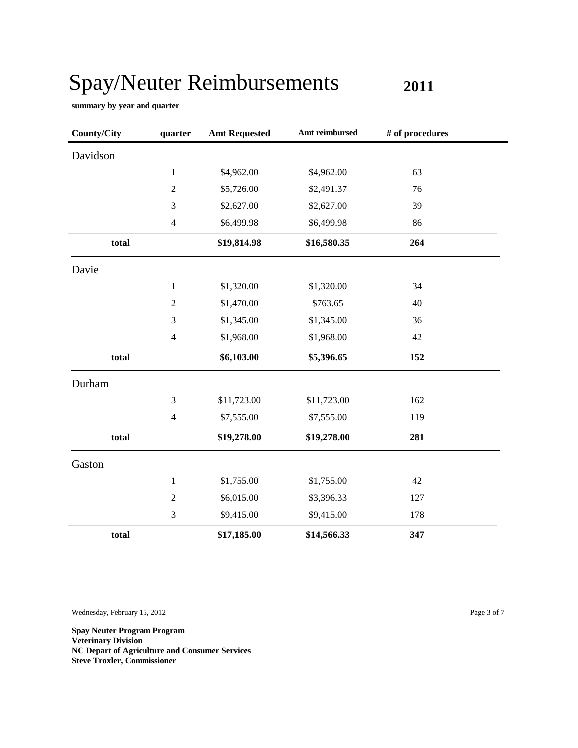# Spay/Neuter Reimbursements **2011**

**summary by year and quarter**

| County/City | quarter | Amt Requested | Amt reimbursed | # of procedures |
|---|---|---|---|---|
| Davidson | | | | |
| | 1 | $4,962.00 | $4,962.00 | 63 |
| | 2 | $5,726.00 | $2,491.37 | 76 |
| | 3 | $2,627.00 | $2,627.00 | 39 |
| | 4 | $6,499.98 | $6,499.98 | 86 |
| **total** | | **$19,814.98** | **$16,580.35** | **264** |
| Davie | | | | |
| | 1 | $1,320.00 | $1,320.00 | 34 |
| | 2 | $1,470.00 | $763.65 | 40 |
| | 3 | $1,345.00 | $1,345.00 | 36 |
| | 4 | $1,968.00 | $1,968.00 | 42 |
| **total** | | **$6,103.00** | **$5,396.65** | **152** |
| Durham | | | | |
| | 3 | $11,723.00 | $11,723.00 | 162 |
| | 4 | $7,555.00 | $7,555.00 | 119 |
| **total** | | **$19,278.00** | **$19,278.00** | **281** |
| Gaston | | | | |
| | 1 | $1,755.00 | $1,755.00 | 42 |
| | 2 | $6,015.00 | $3,396.33 | 127 |
| | 3 | $9,415.00 | $9,415.00 | 178 |
| **total** | | **$17,185.00** | **$14,566.33** | **347** |

Wednesday, February 15, 2012

**Spay Neuter Program Program**
**Veterinary Division**
**NC Depart of Agriculture and Consumer Services**
**Steve Troxler, Commissioner**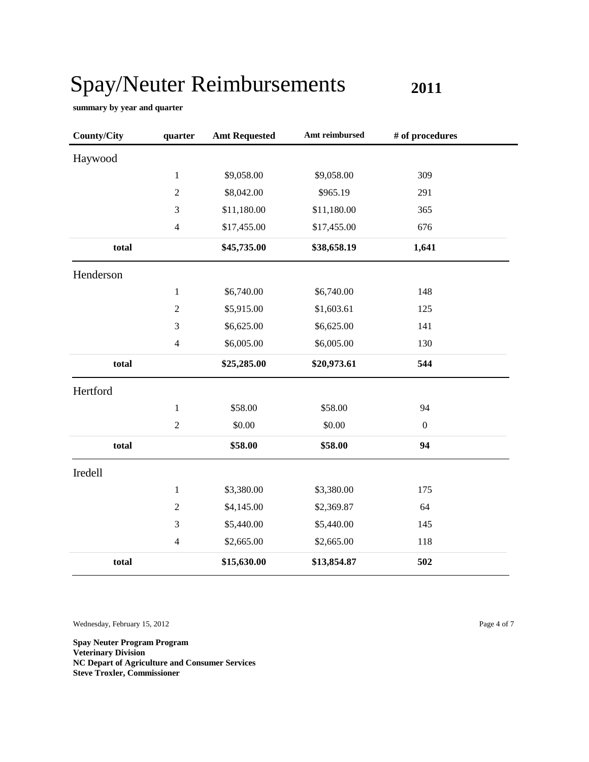# Spay/Neuter Reimbursements **2011**

**summary by year and quarter**

| County/City | quarter | Amt Requested | Amt reimbursed | # of procedures |
|---|---|---|---|---|
| Haywood | | | | |
| | 1 | $9,058.00 | $9,058.00 | 309 |
| | 2 | $8,042.00 | $965.19 | 291 |
| | 3 | $11,180.00 | $11,180.00 | 365 |
| | 4 | $17,455.00 | $17,455.00 | 676 |
| **total** | | **$45,735.00** | **$38,658.19** | **1,641** |
| Henderson | | | | |
| | 1 | $6,740.00 | $6,740.00 | 148 |
| | 2 | $5,915.00 | $1,603.61 | 125 |
| | 3 | $6,625.00 | $6,625.00 | 141 |
| | 4 | $6,005.00 | $6,005.00 | 130 |
| **total** | | **$25,285.00** | **$20,973.61** | **544** |
| Hertford | | | | |
| | 1 | $58.00 | $58.00 | 94 |
| | 2 | $0.00 | $0.00 | 0 |
| **total** | | **$58.00** | **$58.00** | **94** |
| Iredell | | | | |
| | 1 | $3,380.00 | $3,380.00 | 175 |
| | 2 | $4,145.00 | $2,369.87 | 64 |
| | 3 | $5,440.00 | $5,440.00 | 145 |
| | 4 | $2,665.00 | $2,665.00 | 118 |
| **total** | | **$15,630.00** | **$13,854.87** | **502** |

Wednesday, February 15, 2012

**Spay Neuter Program Program**
**Veterinary Division**
**NC Depart of Agriculture and Consumer Services**
**Steve Troxler, Commissioner**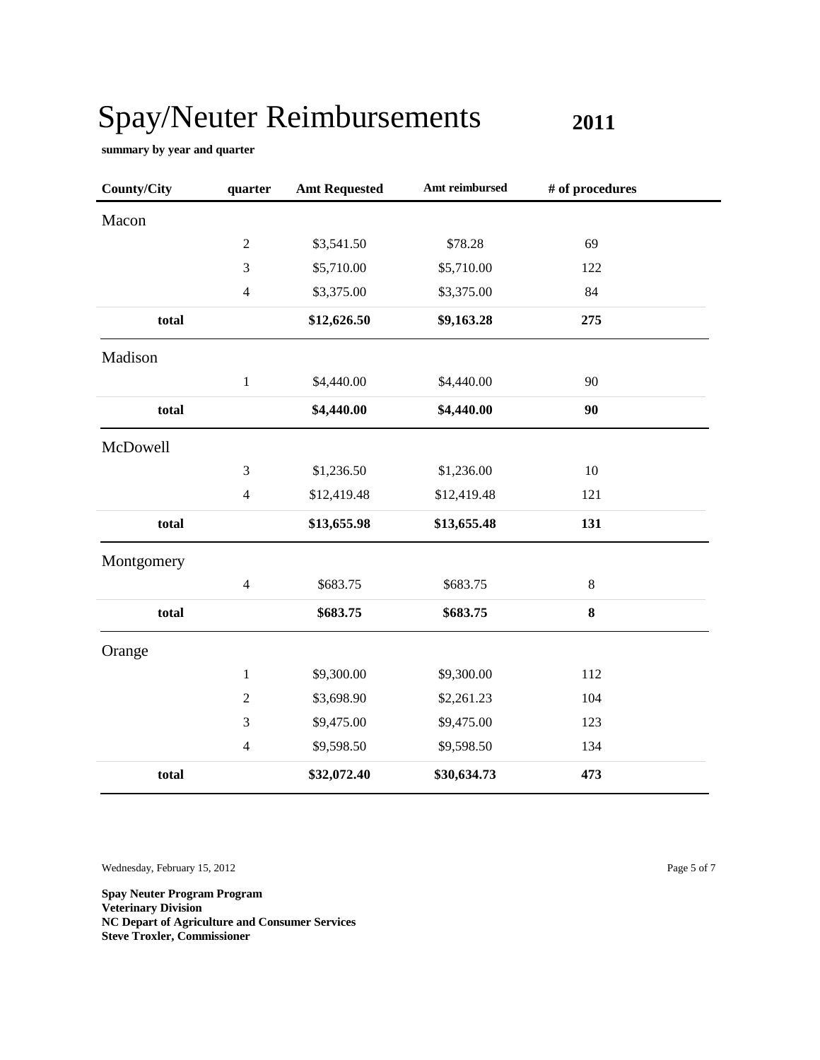# Spay/Neuter Reimbursements 2011

**summary by year and quarter**

| County/City | quarter | Amt Requested | Amt reimbursed | # of procedures |
|---|---|---|---|---|
| Macon | | | | |
| | 2 | $3,541.50 | $78.28 | 69 |
| | 3 | $5,710.00 | $5,710.00 | 122 |
| | 4 | $3,375.00 | $3,375.00 | 84 |
| **total** | | **$12,626.50** | **$9,163.28** | **275** |
| Madison | | | | |
| | 1 | $4,440.00 | $4,440.00 | 90 |
| **total** | | **$4,440.00** | **$4,440.00** | **90** |
| McDowell | | | | |
| | 3 | $1,236.50 | $1,236.00 | 10 |
| | 4 | $12,419.48 | $12,419.48 | 121 |
| **total** | | **$13,655.98** | **$13,655.48** | **131** |
| Montgomery | | | | |
| | 4 | $683.75 | $683.75 | 8 |
| **total** | | **$683.75** | **$683.75** | **8** |
| Orange | | | | |
| | 1 | $9,300.00 | $9,300.00 | 112 |
| | 2 | $3,698.90 | $2,261.23 | 104 |
| | 3 | $9,475.00 | $9,475.00 | 123 |
| | 4 | $9,598.50 | $9,598.50 | 134 |
| **total** | | **$32,072.40** | **$30,634.73** | **473** |

Wednesday, February 15, 2012

**Spay Neuter Program Program**
**Veterinary Division**
**NC Depart of Agriculture and Consumer Services**
**Steve Troxler, Commissioner**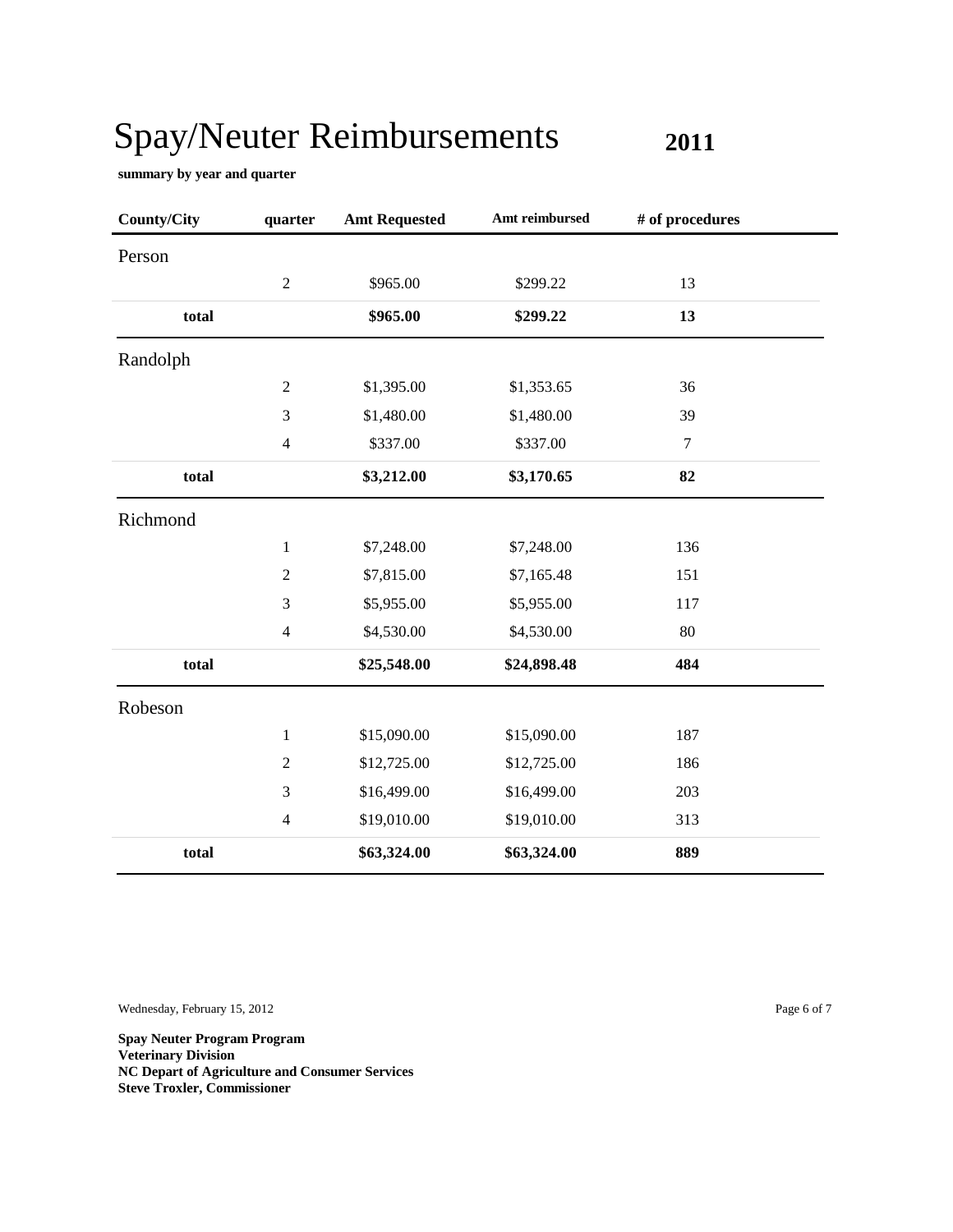# Spay/Neuter Reimbursements **2011**

**summary by year and quarter**

| County/City | quarter | Amt Requested | Amt reimbursed | # of procedures |
|---|---|---|---|---|
| Person | | | | |
| | 2 | $965.00 | $299.22 | 13 |
| **total** | | **$965.00** | **$299.22** | **13** |
| Randolph | | | | |
| | 2 | $1,395.00 | $1,353.65 | 36 |
| | 3 | $1,480.00 | $1,480.00 | 39 |
| | 4 | $337.00 | $337.00 | 7 |
| **total** | | **$3,212.00** | **$3,170.65** | **82** |
| Richmond | | | | |
| | 1 | $7,248.00 | $7,248.00 | 136 |
| | 2 | $7,815.00 | $7,165.48 | 151 |
| | 3 | $5,955.00 | $5,955.00 | 117 |
| | 4 | $4,530.00 | $4,530.00 | 80 |
| **total** | | **$25,548.00** | **$24,898.48** | **484** |
| Robeson | | | | |
| | 1 | $15,090.00 | $15,090.00 | 187 |
| | 2 | $12,725.00 | $12,725.00 | 186 |
| | 3 | $16,499.00 | $16,499.00 | 203 |
| | 4 | $19,010.00 | $19,010.00 | 313 |
| **total** | | **$63,324.00** | **$63,324.00** | **889** |

Wednesday, February 15, 2012

**Spay Neuter Program Program**
**Veterinary Division**
**NC Depart of Agriculture and Consumer Services**
**Steve Troxler, Commissioner**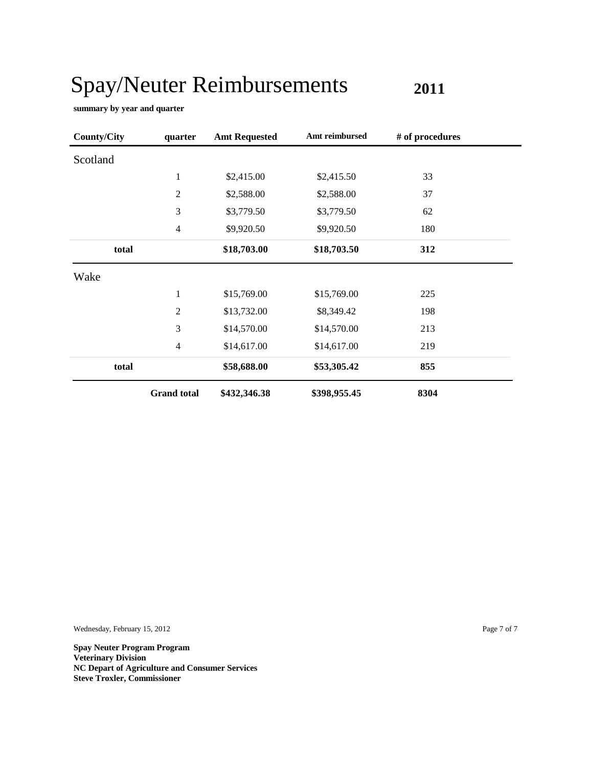# Spay/Neuter Reimbursements **2011**

**summary by year and quarter**

| County/City | quarter | Amt Requested | Amt reimbursed | # of procedures |
|---|---|---|---|---|
| Scotland | | | | |
| | 1 | $2,415.00 | $2,415.50 | 33 |
| | 2 | $2,588.00 | $2,588.00 | 37 |
| | 3 | $3,779.50 | $3,779.50 | 62 |
| | 4 | $9,920.50 | $9,920.50 | 180 |
| **total** | | **$18,703.00** | **$18,703.50** | **312** |
| Wake | | | | |
| | 1 | $15,769.00 | $15,769.00 | 225 |
| | 2 | $13,732.00 | $8,349.42 | 198 |
| | 3 | $14,570.00 | $14,570.00 | 213 |
| | 4 | $14,617.00 | $14,617.00 | 219 |
| **total** | | **$58,688.00** | **$53,305.42** | **855** |
| | **Grand total** | **$432,346.38** | **$398,955.45** | **8304** |

Wednesday, February 15, 2012

**Spay Neuter Program Program**
**Veterinary Division**
**NC Depart of Agriculture and Consumer Services**
**Steve Troxler, Commissioner**